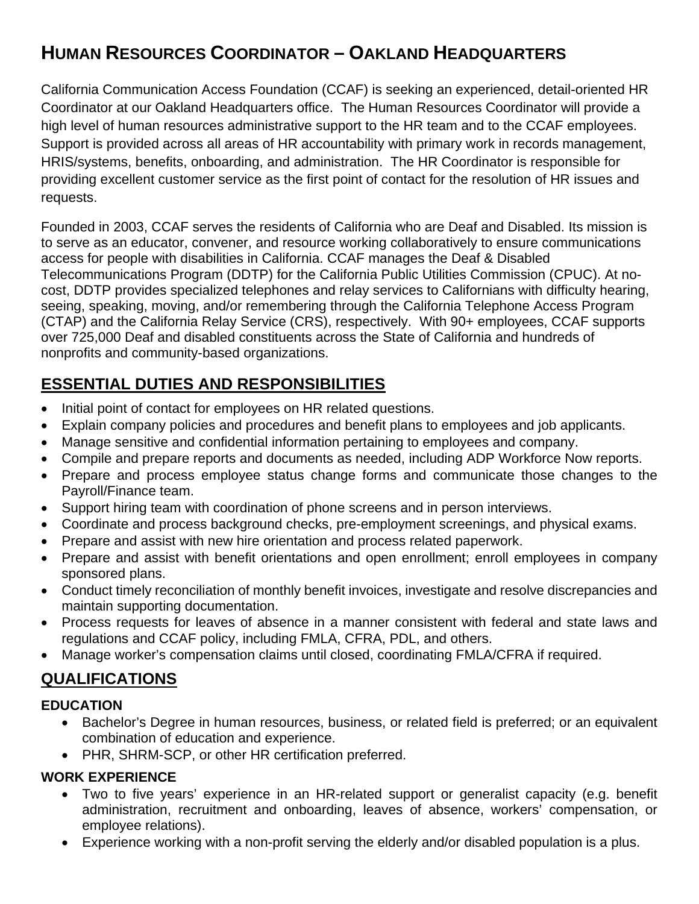# Human Resources Coordinator – Oakland Headquarters

California Communication Access Foundation (CCAF) is seeking an experienced, detail-oriented HR Coordinator at our Oakland Headquarters office. The Human Resources Coordinator will provide a high level of human resources administrative support to the HR team and to the CCAF employees. Support is provided across all areas of HR accountability with primary work in records management, HRIS/systems, benefits, onboarding, and administration. The HR Coordinator is responsible for providing excellent customer service as the first point of contact for the resolution of HR issues and requests.

Founded in 2003, CCAF serves the residents of California who are Deaf and Disabled. Its mission is to serve as an educator, convener, and resource working collaboratively to ensure communications access for people with disabilities in California. CCAF manages the Deaf & Disabled Telecommunications Program (DDTP) for the California Public Utilities Commission (CPUC). At no-cost, DDTP provides specialized telephones and relay services to Californians with difficulty hearing, seeing, speaking, moving, and/or remembering through the California Telephone Access Program (CTAP) and the California Relay Service (CRS), respectively. With 90+ employees, CCAF supports over 725,000 Deaf and disabled constituents across the State of California and hundreds of nonprofits and community-based organizations.

## ESSENTIAL DUTIES AND RESPONSIBILITIES

- Initial point of contact for employees on HR related questions.
- Explain company policies and procedures and benefit plans to employees and job applicants.
- Manage sensitive and confidential information pertaining to employees and company.
- Compile and prepare reports and documents as needed, including ADP Workforce Now reports.
- Prepare and process employee status change forms and communicate those changes to the Payroll/Finance team.
- Support hiring team with coordination of phone screens and in person interviews.
- Coordinate and process background checks, pre-employment screenings, and physical exams.
- Prepare and assist with new hire orientation and process related paperwork.
- Prepare and assist with benefit orientations and open enrollment; enroll employees in company sponsored plans.
- Conduct timely reconciliation of monthly benefit invoices, investigate and resolve discrepancies and maintain supporting documentation.
- Process requests for leaves of absence in a manner consistent with federal and state laws and regulations and CCAF policy, including FMLA, CFRA, PDL, and others.
- Manage worker's compensation claims until closed, coordinating FMLA/CFRA if required.

## QUALIFICATIONS

### EDUCATION

- Bachelor's Degree in human resources, business, or related field is preferred; or an equivalent combination of education and experience.
- PHR, SHRM-SCP, or other HR certification preferred.

### WORK EXPERIENCE

- Two to five years' experience in an HR-related support or generalist capacity (e.g. benefit administration, recruitment and onboarding, leaves of absence, workers' compensation, or employee relations).
- Experience working with a non-profit serving the elderly and/or disabled population is a plus.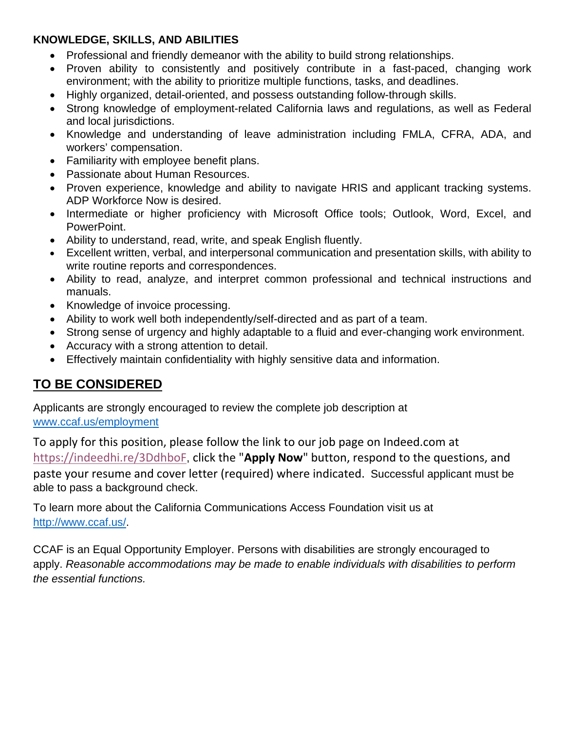**KNOWLEDGE, SKILLS, AND ABILITIES**

- Professional and friendly demeanor with the ability to build strong relationships.
- Proven ability to consistently and positively contribute in a fast-paced, changing work environment; with the ability to prioritize multiple functions, tasks, and deadlines.
- Highly organized, detail-oriented, and possess outstanding follow-through skills.
- Strong knowledge of employment-related California laws and regulations, as well as Federal and local jurisdictions.
- Knowledge and understanding of leave administration including FMLA, CFRA, ADA, and workers' compensation.
- Familiarity with employee benefit plans.
- Passionate about Human Resources.
- Proven experience, knowledge and ability to navigate HRIS and applicant tracking systems. ADP Workforce Now is desired.
- Intermediate or higher proficiency with Microsoft Office tools; Outlook, Word, Excel, and PowerPoint.
- Ability to understand, read, write, and speak English fluently.
- Excellent written, verbal, and interpersonal communication and presentation skills, with ability to write routine reports and correspondences.
- Ability to read, analyze, and interpret common professional and technical instructions and manuals.
- Knowledge of invoice processing.
- Ability to work well both independently/self-directed and as part of a team.
- Strong sense of urgency and highly adaptable to a fluid and ever-changing work environment.
- Accuracy with a strong attention to detail.
- Effectively maintain confidentiality with highly sensitive data and information.

## TO BE CONSIDERED

Applicants are strongly encouraged to review the complete job description at www.ccaf.us/employment

To apply for this position, please follow the link to our job page on Indeed.com at https://indeedhi.re/3DdhboF, click the "**Apply Now**" button, respond to the questions, and paste your resume and cover letter (required) where indicated. Successful applicant must be able to pass a background check.

To learn more about the California Communications Access Foundation visit us at http://www.ccaf.us/.

CCAF is an Equal Opportunity Employer. Persons with disabilities are strongly encouraged to apply. *Reasonable accommodations may be made to enable individuals with disabilities to perform the essential functions.*